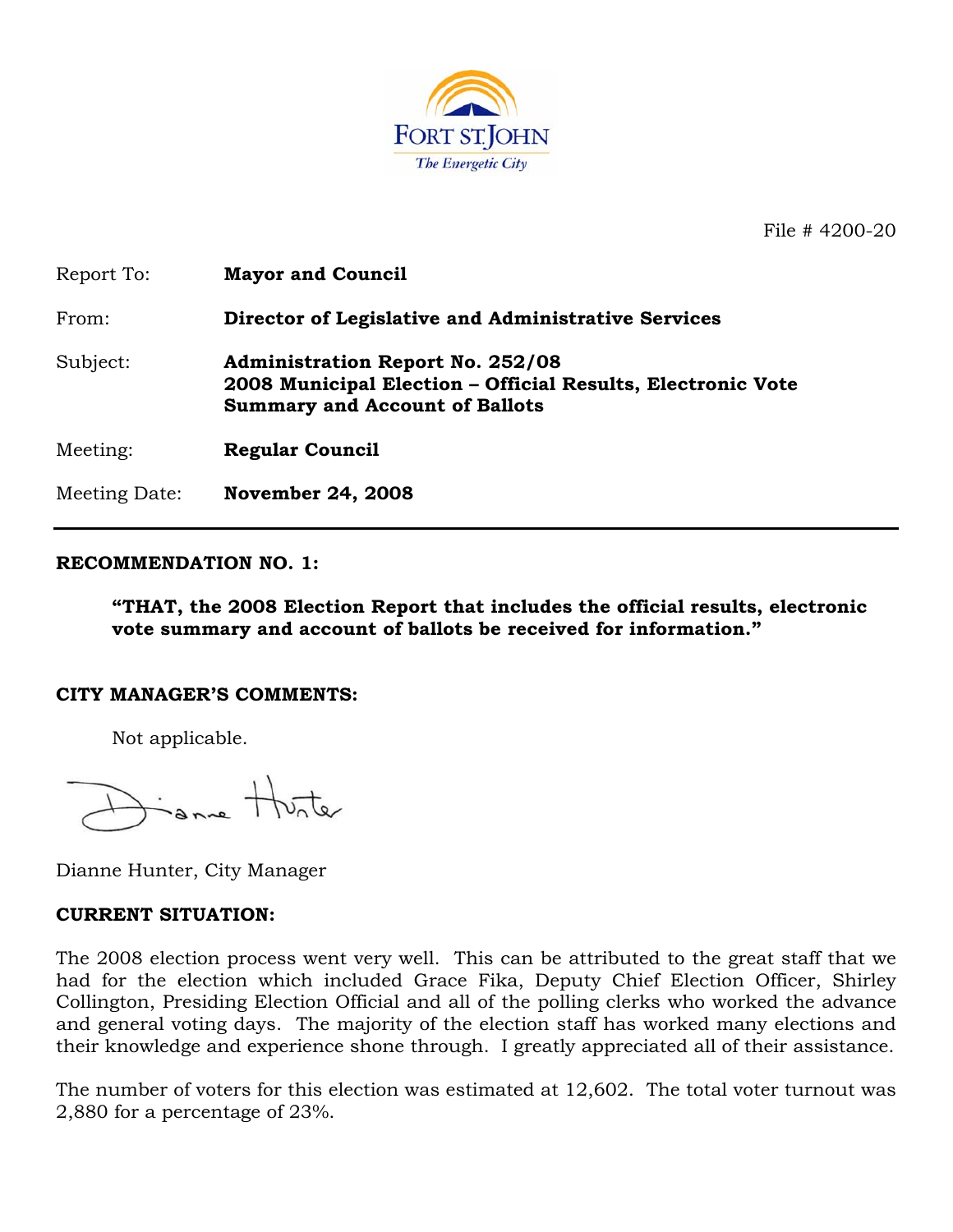FORT ST. JOHN
*The Energetic City*

File # 4200-20

| | |
|---|---|
| Report To: | **Mayor and Council** |
| From: | **Director of Legislative and Administrative Services** |
| Subject: | **Administration Report No. 252/08**<br>**2008 Municipal Election – Official Results, Electronic Vote Summary and Account of Ballots** |
| Meeting: | **Regular Council** |
| Meeting Date: | **November 24, 2008** |

---

**RECOMMENDATION NO. 1:**

> **"THAT, the 2008 Election Report that includes the official results, electronic vote summary and account of ballots be received for information."**

**CITY MANAGER'S COMMENTS:**

Not applicable.

Dianne Hunter, City Manager

**CURRENT SITUATION:**

The 2008 election process went very well. This can be attributed to the great staff that we had for the election which included Grace Fika, Deputy Chief Election Officer, Shirley Collington, Presiding Election Official and all of the polling clerks who worked the advance and general voting days. The majority of the election staff has worked many elections and their knowledge and experience shone through. I greatly appreciated all of their assistance.

The number of voters for this election was estimated at 12,602. The total voter turnout was 2,880 for a percentage of 23%.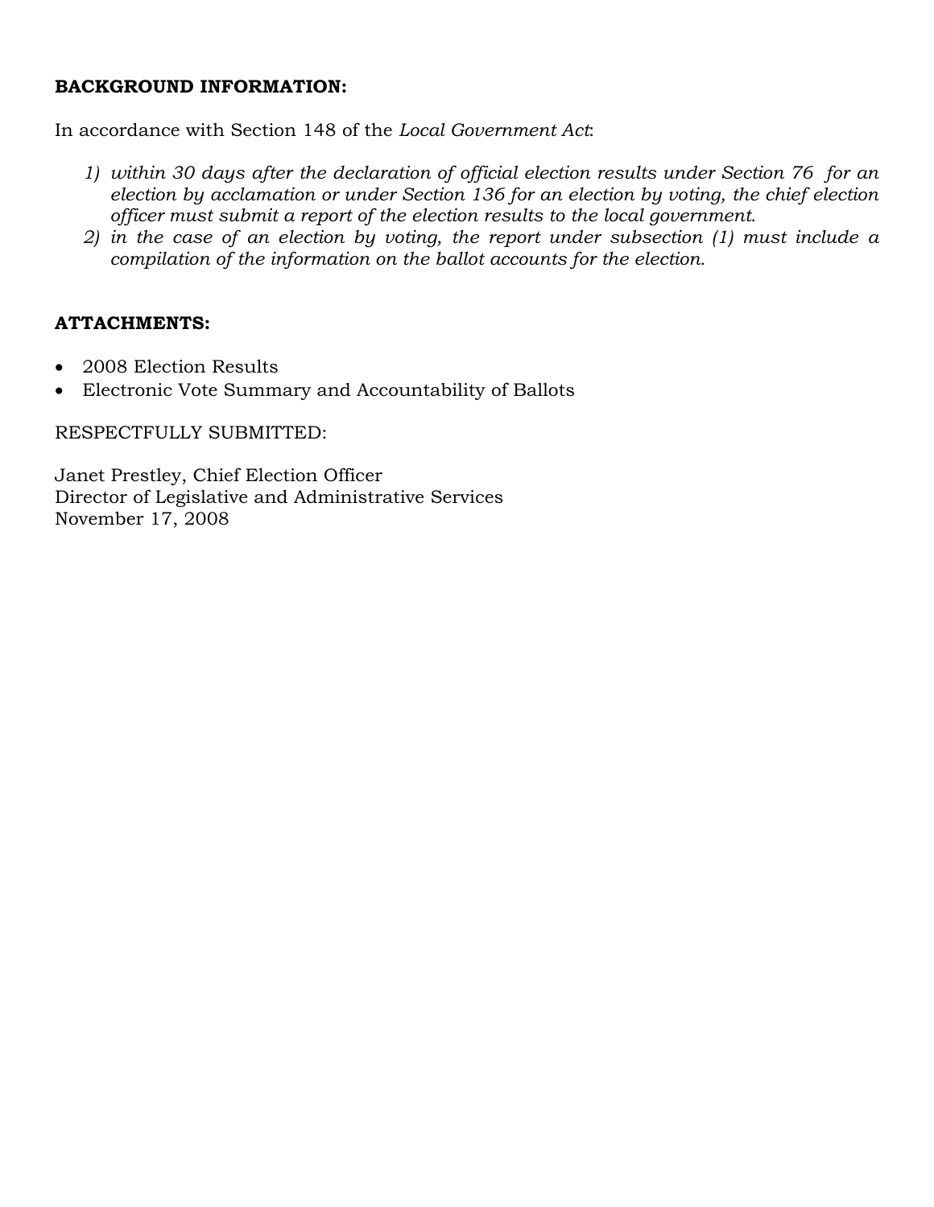**BACKGROUND INFORMATION:**

In accordance with Section 148 of the *Local Government Act*:

1) *within 30 days after the declaration of official election results under Section 76 for an election by acclamation or under Section 136 for an election by voting, the chief election officer must submit a report of the election results to the local government.*
2) *in the case of an election by voting, the report under subsection (1) must include a compilation of the information on the ballot accounts for the election.*

**ATTACHMENTS:**

- 2008 Election Results
- Electronic Vote Summary and Accountability of Ballots

RESPECTFULLY SUBMITTED:

Janet Prestley, Chief Election Officer
Director of Legislative and Administrative Services
November 17, 2008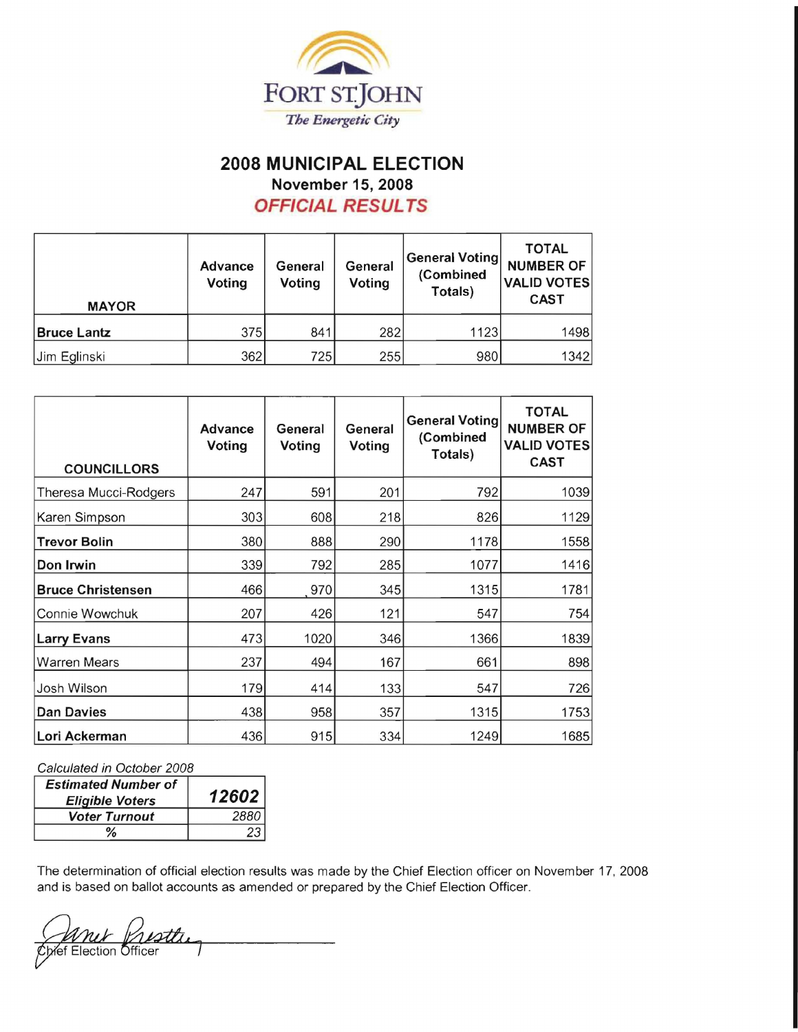FORT ST.JOHN

*The Energetic City*

# 2008 MUNICIPAL ELECTION

## November 15, 2008

## *OFFICIAL RESULTS*

| MAYOR | Advance Voting | General Voting | General Voting | General Voting (Combined Totals) | TOTAL NUMBER OF VALID VOTES CAST |
|---|---|---|---|---|---|
| **Bruce Lantz** | 375 | 841 | 282 | 1123 | 1498 |
| Jim Eglinski | 362 | 725 | 255 | 980 | 1342 |

| COUNCILLORS | Advance Voting | General Voting | General Voting | General Voting (Combined Totals) | TOTAL NUMBER OF VALID VOTES CAST |
|---|---|---|---|---|---|
| Theresa Mucci-Rodgers | 247 | 591 | 201 | 792 | 1039 |
| Karen Simpson | 303 | 608 | 218 | 826 | 1129 |
| **Trevor Bolin** | 380 | 888 | 290 | 1178 | 1558 |
| **Don Irwin** | 339 | 792 | 285 | 1077 | 1416 |
| **Bruce Christensen** | 466 | 970 | 345 | 1315 | 1781 |
| Connie Wowchuk | 207 | 426 | 121 | 547 | 754 |
| **Larry Evans** | 473 | 1020 | 346 | 1366 | 1839 |
| Warren Mears | 237 | 494 | 167 | 661 | 898 |
| Josh Wilson | 179 | 414 | 133 | 547 | 726 |
| **Dan Davies** | 438 | 958 | 357 | 1315 | 1753 |
| **Lori Ackerman** | 436 | 915 | 334 | 1249 | 1685 |

*Calculated in October 2008*

| ***Estimated Number of Eligible Voters*** | ***12602*** |
|---|---|
| ***Voter Turnout*** | *2880* |
| ***%*** | *23* |

The determination of official election results was made by the Chief Election officer on November 17, 2008 and is based on ballot accounts as amended or prepared by the Chief Election Officer.

Chief Election Officer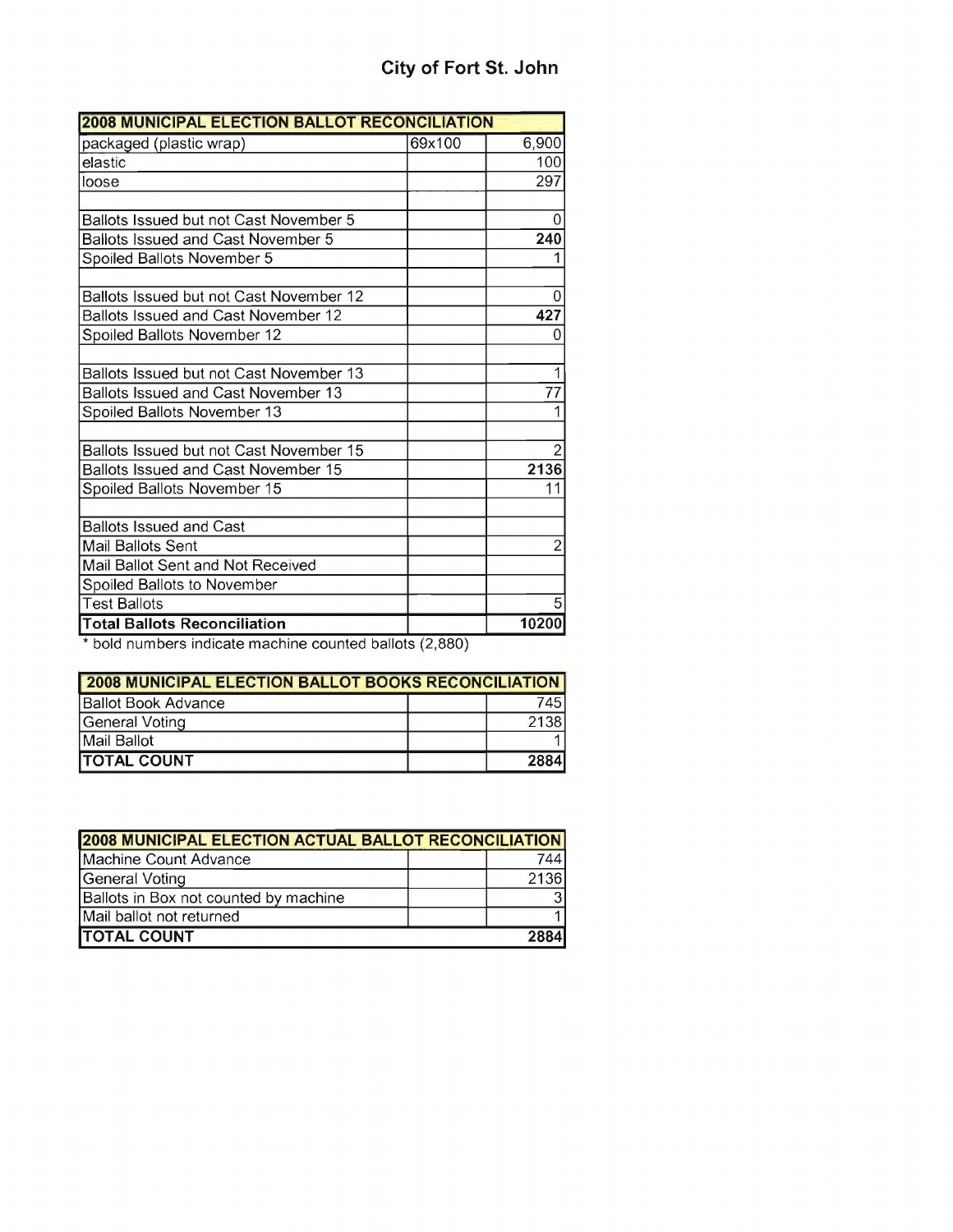## City of Fort St. John

| 2008 MUNICIPAL ELECTION BALLOT RECONCILIATION | | |
|---|---|---|
| packaged (plastic wrap) | 69x100 | 6,900 |
| elastic | | 100 |
| loose | | 297 |
| | | |
| Ballots Issued but not Cast November 5 | | 0 |
| Ballots Issued and Cast November 5 | | **240** |
| Spoiled Ballots November 5 | | 1 |
| | | |
| Ballots Issued but not Cast November 12 | | 0 |
| Ballots Issued and Cast November 12 | | **427** |
| Spoiled Ballots November 12 | | 0 |
| | | |
| Ballots Issued but not Cast November 13 | | 1 |
| Ballots Issued and Cast November 13 | | 77 |
| Spoiled Ballots November 13 | | 1 |
| | | |
| Ballots Issued but not Cast November 15 | | 2 |
| Ballots Issued and Cast November 15 | | **2136** |
| Spoiled Ballots November 15 | | 11 |
| | | |
| Ballots Issued and Cast | | |
| Mail Ballots Sent | | 2 |
| Mail Ballot Sent and Not Received | | |
| Spoiled Ballots to November | | |
| Test Ballots | | 5 |
| **Total Ballots Reconciliation** | | **10200** |

* bold numbers indicate machine counted ballots (2,880)

| 2008 MUNICIPAL ELECTION BALLOT BOOKS RECONCILIATION | | |
|---|---|---|
| Ballot Book Advance | | 745 |
| General Voting | | 2138 |
| Mail Ballot | | 1 |
| **TOTAL COUNT** | | **2884** |

| 2008 MUNICIPAL ELECTION ACTUAL BALLOT RECONCILIATION | | |
|---|---|---|
| Machine Count Advance | | 744 |
| General Voting | | 2136 |
| Ballots in Box not counted by machine | | 3 |
| Mail ballot not returned | | 1 |
| **TOTAL COUNT** | | **2884** |